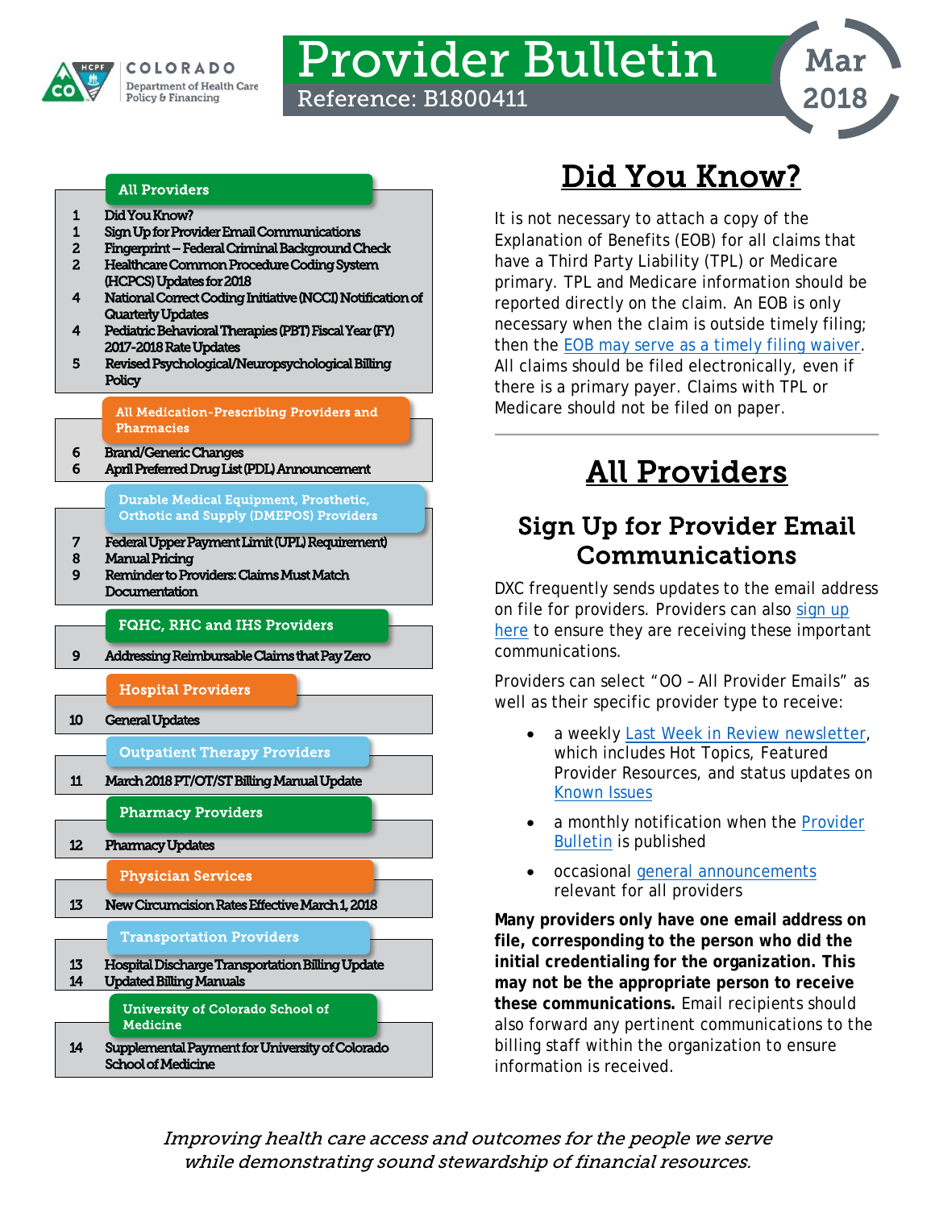COLORADO Department of Health Care Policy & Financing

# Provider Bulletin

Reference: B1800411

Mar 2018

| Page | All Providers |
|---|---|
| 1 | Did You Know? |
| 1 | Sign Up for Provider Email Communications |
| 2 | Fingerprint – Federal Criminal Background Check |
| 2 | Healthcare Common Procedure Coding System (HCPCS) Updates for 2018 |
| 4 | National Correct Coding Initiative (NCCI) Notification of Quarterly Updates |
| 4 | Pediatric Behavioral Therapies (PBT) Fiscal Year (FY) 2017-2018 Rate Updates |
| 5 | Revised Psychological/Neuropsychological Billing Policy |
| | **All Medication-Prescribing Providers and Pharmacies** |
| 6 | Brand/Generic Changes |
| 6 | April Preferred Drug List (PDL) Announcement |
| | **Durable Medical Equipment, Prosthetic, Orthotic and Supply (DMEPOS) Providers** |
| 7 | Federal Upper Payment Limit (UPL) Requirement) |
| 8 | Manual Pricing |
| 9 | Reminder to Providers: Claims Must Match Documentation |
| | **FQHC, RHC and IHS Providers** |
| 9 | Addressing Reimbursable Claims that Pay Zero |
| | **Hospital Providers** |
| 10 | General Updates |
| | **Outpatient Therapy Providers** |
| 11 | March 2018 PT/OT/ST Billing Manual Update |
| | **Pharmacy Providers** |
| 12 | Pharmacy Updates |
| | **Physician Services** |
| 13 | New Circumcision Rates Effective March 1, 2018 |
| | **Transportation Providers** |
| 13 | Hospital Discharge Transportation Billing Update |
| 14 | Updated Billing Manuals |
| | **University of Colorado School of Medicine** |
| 14 | Supplemental Payment for University of Colorado School of Medicine |

# Did You Know?

It is not necessary to attach a copy of the Explanation of Benefits (EOB) for all claims that have a Third Party Liability (TPL) or Medicare primary. TPL and Medicare information should be reported directly on the claim. An EOB is only necessary when the claim is outside timely filing; then the EOB may serve as a timely filing waiver. All claims should be filed electronically, even if there is a primary payer. Claims with TPL or Medicare should not be filed on paper.

# All Providers

## Sign Up for Provider Email Communications

DXC frequently sends updates to the email address on file for providers. Providers can also sign up here to ensure they are receiving these important communications.

Providers can select "OO – All Provider Emails" as well as their specific provider type to receive:

- a weekly Last Week in Review newsletter, which includes Hot Topics, Featured Provider Resources, and status updates on Known Issues
- a monthly notification when the Provider Bulletin is published
- occasional general announcements relevant for all providers

**Many providers only have one email address on file, corresponding to the person who did the initial credentialing for the organization. This may not be the appropriate person to receive these communications.** Email recipients should also forward any pertinent communications to the billing staff within the organization to ensure information is received.

*Improving health care access and outcomes for the people we serve while demonstrating sound stewardship of financial resources.*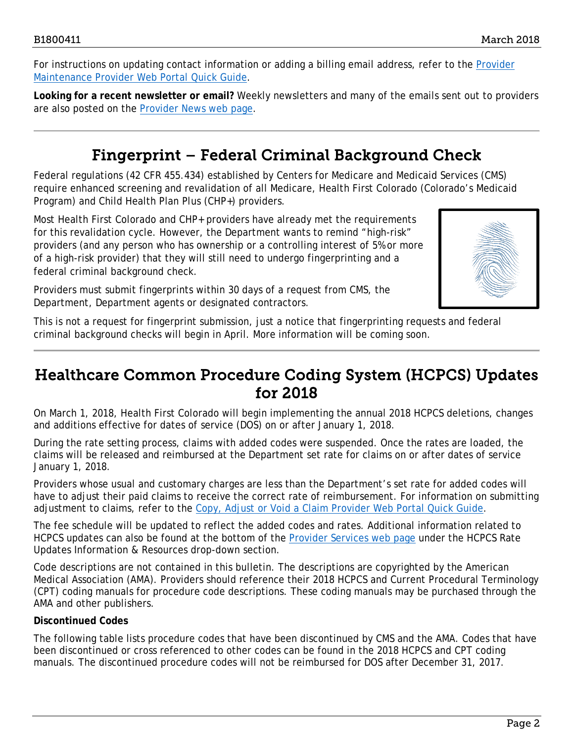For instructions on updating contact information or adding a billing email address, refer to the [Provider Maintenance Provider Web Portal Quick Guide].

**Looking for a recent newsletter or email?** Weekly newsletters and many of the emails sent out to providers are also posted on the [Provider News web page].

---

## Fingerprint – Federal Criminal Background Check

Federal regulations (42 CFR 455.434) established by Centers for Medicare and Medicaid Services (CMS) require enhanced screening and revalidation of all Medicare, Health First Colorado (Colorado's Medicaid Program) and Child Health Plan Plus (CHP+) providers.

Most Health First Colorado and CHP+ providers have already met the requirements for this revalidation cycle. However, the Department wants to remind "high-risk" providers (and any person who has ownership or a controlling interest of 5% or more of a high-risk provider) that they will still need to undergo fingerprinting and a federal criminal background check.

Providers must submit fingerprints within 30 days of a request from CMS, the Department, Department agents or designated contractors.

This is not a request for fingerprint submission, just a notice that fingerprinting requests and federal criminal background checks will begin in April. More information will be coming soon.

---

## Healthcare Common Procedure Coding System (HCPCS) Updates for 2018

On March 1, 2018, Health First Colorado will begin implementing the annual 2018 HCPCS deletions, changes and additions effective for dates of service (DOS) on or after January 1, 2018.

During the rate setting process, claims with added codes were suspended. Once the rates are loaded, the claims will be released and reimbursed at the Department set rate for claims on or after dates of service January 1, 2018.

Providers whose usual and customary charges are less than the Department's set rate for added codes will have to adjust their paid claims to receive the correct rate of reimbursement. For information on submitting adjustment to claims, refer to the [Copy, Adjust or Void a Claim Provider Web Portal Quick Guide].

The fee schedule will be updated to reflect the added codes and rates. Additional information related to HCPCS updates can also be found at the bottom of the [Provider Services web page] under the HCPCS Rate Updates Information & Resources drop-down section.

Code descriptions are not contained in this bulletin. The descriptions are copyrighted by the American Medical Association (AMA). Providers should reference their 2018 HCPCS and Current Procedural Terminology (CPT) coding manuals for procedure code descriptions. These coding manuals may be purchased through the AMA and other publishers.

**Discontinued Codes**

The following table lists procedure codes that have been discontinued by CMS and the AMA. Codes that have been discontinued or cross referenced to other codes can be found in the 2018 HCPCS and CPT coding manuals. The discontinued procedure codes will not be reimbursed for DOS after December 31, 2017.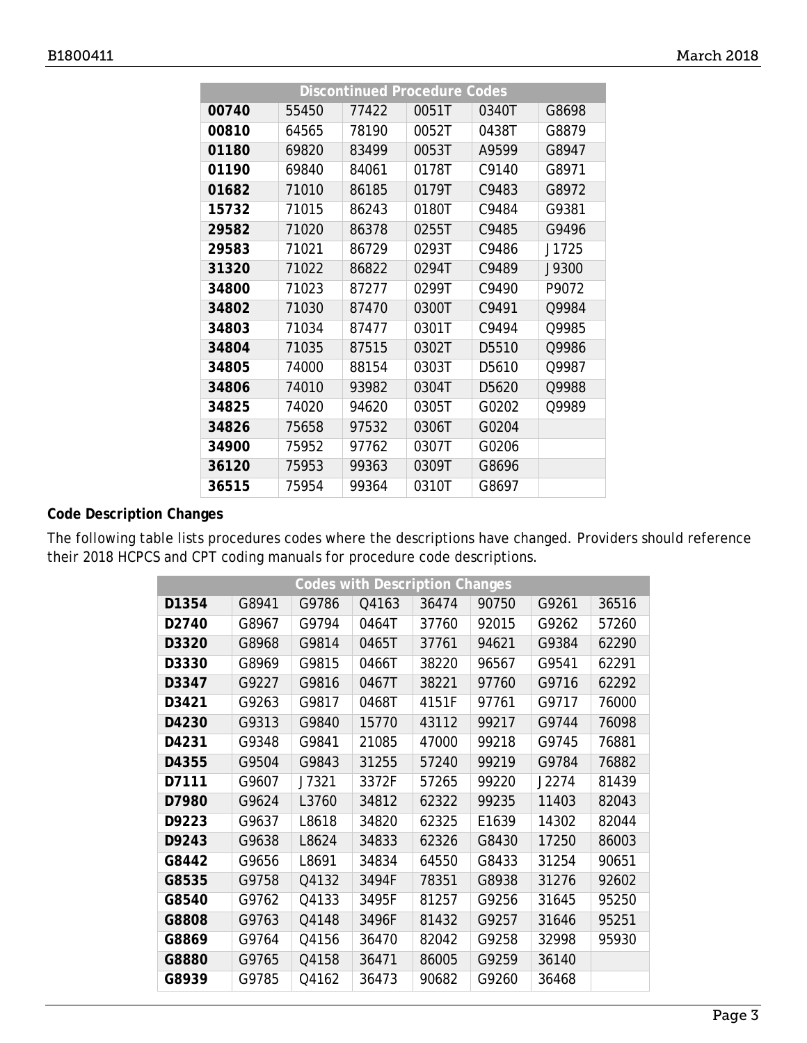| Discontinued Procedure Codes | | | | | |
|---|---|---|---|---|---|
| **00740** | 55450 | 77422 | 0051T | 0340T | G8698 |
| **00810** | 64565 | 78190 | 0052T | 0438T | G8879 |
| **01180** | 69820 | 83499 | 0053T | A9599 | G8947 |
| **01190** | 69840 | 84061 | 0178T | C9140 | G8971 |
| **01682** | 71010 | 86185 | 0179T | C9483 | G8972 |
| **15732** | 71015 | 86243 | 0180T | C9484 | G9381 |
| **29582** | 71020 | 86378 | 0255T | C9485 | G9496 |
| **29583** | 71021 | 86729 | 0293T | C9486 | J1725 |
| **31320** | 71022 | 86822 | 0294T | C9489 | J9300 |
| **34800** | 71023 | 87277 | 0299T | C9490 | P9072 |
| **34802** | 71030 | 87470 | 0300T | C9491 | Q9984 |
| **34803** | 71034 | 87477 | 0301T | C9494 | Q9985 |
| **34804** | 71035 | 87515 | 0302T | D5510 | Q9986 |
| **34805** | 74000 | 88154 | 0303T | D5610 | Q9987 |
| **34806** | 74010 | 93982 | 0304T | D5620 | Q9988 |
| **34825** | 74020 | 94620 | 0305T | G0202 | Q9989 |
| **34826** | 75658 | 97532 | 0306T | G0204 | |
| **34900** | 75952 | 97762 | 0307T | G0206 | |
| **36120** | 75953 | 99363 | 0309T | G8696 | |
| **36515** | 75954 | 99364 | 0310T | G8697 | |

**Code Description Changes**

The following table lists procedures codes where the descriptions have changed. Providers should reference their 2018 HCPCS and CPT coding manuals for procedure code descriptions.

| Codes with Description Changes | | | | | | | |
|---|---|---|---|---|---|---|---|
| **D1354** | G8941 | G9786 | Q4163 | 36474 | 90750 | G9261 | 36516 |
| **D2740** | G8967 | G9794 | 0464T | 37760 | 92015 | G9262 | 57260 |
| **D3320** | G8968 | G9814 | 0465T | 37761 | 94621 | G9384 | 62290 |
| **D3330** | G8969 | G9815 | 0466T | 38220 | 96567 | G9541 | 62291 |
| **D3347** | G9227 | G9816 | 0467T | 38221 | 97760 | G9716 | 62292 |
| **D3421** | G9263 | G9817 | 0468T | 4151F | 97761 | G9717 | 76000 |
| **D4230** | G9313 | G9840 | 15770 | 43112 | 99217 | G9744 | 76098 |
| **D4231** | G9348 | G9841 | 21085 | 47000 | 99218 | G9745 | 76881 |
| **D4355** | G9504 | G9843 | 31255 | 57240 | 99219 | G9784 | 76882 |
| **D7111** | G9607 | J7321 | 3372F | 57265 | 99220 | J2274 | 81439 |
| **D7980** | G9624 | L3760 | 34812 | 62322 | 99235 | 11403 | 82043 |
| **D9223** | G9637 | L8618 | 34820 | 62325 | E1639 | 14302 | 82044 |
| **D9243** | G9638 | L8624 | 34833 | 62326 | G8430 | 17250 | 86003 |
| **G8442** | G9656 | L8691 | 34834 | 64550 | G8433 | 31254 | 90651 |
| **G8535** | G9758 | Q4132 | 3494F | 78351 | G8938 | 31276 | 92602 |
| **G8540** | G9762 | Q4133 | 3495F | 81257 | G9256 | 31645 | 95250 |
| **G8808** | G9763 | Q4148 | 3496F | 81432 | G9257 | 31646 | 95251 |
| **G8869** | G9764 | Q4156 | 36470 | 82042 | G9258 | 32998 | 95930 |
| **G8880** | G9765 | Q4158 | 36471 | 86005 | G9259 | 36140 | |
| **G8939** | G9785 | Q4162 | 36473 | 90682 | G9260 | 36468 | |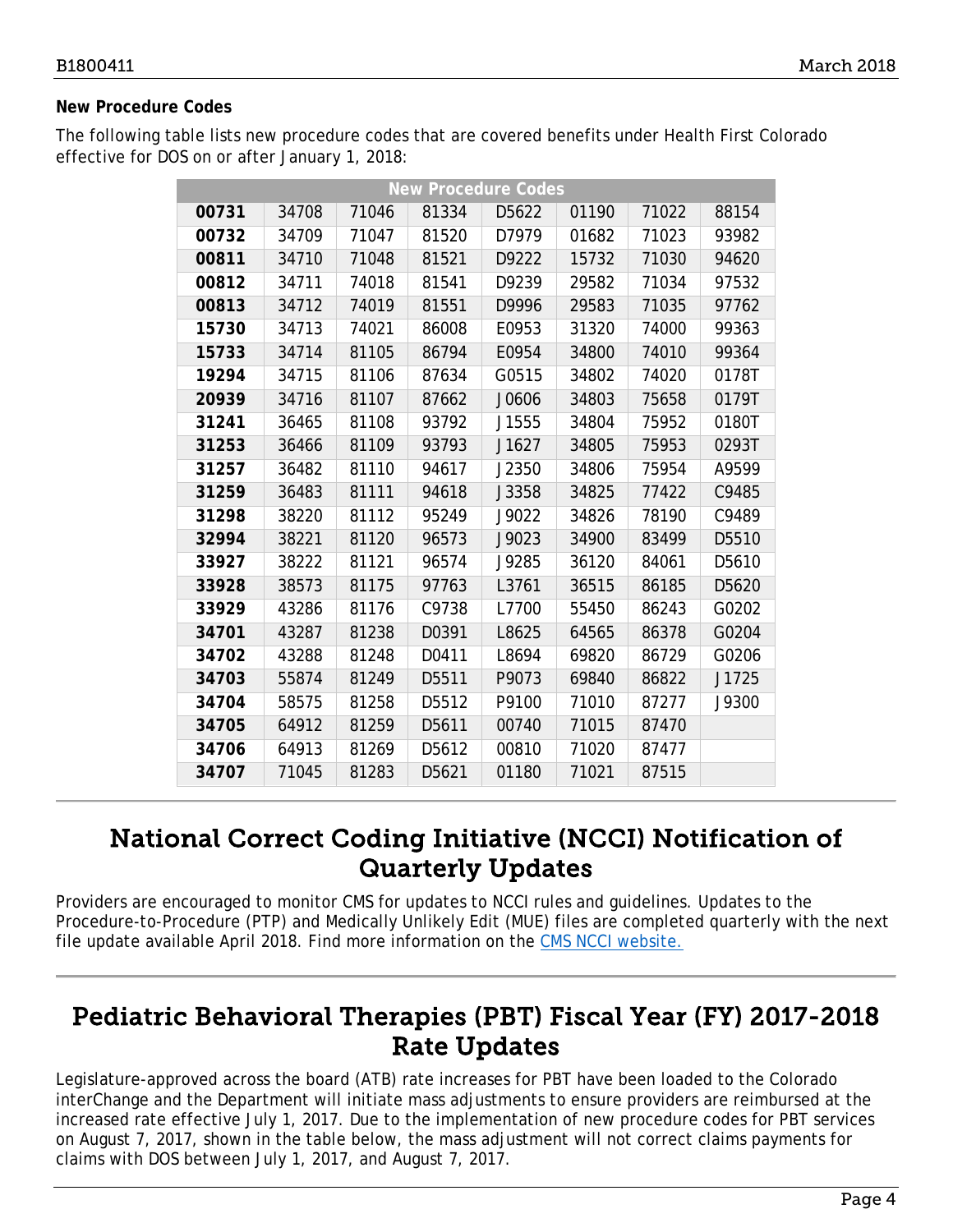### New Procedure Codes

The following table lists new procedure codes that are covered benefits under Health First Colorado effective for DOS on or after January 1, 2018:

| New Procedure Codes | | | | | | | |
|---|---|---|---|---|---|---|---|
| **00731** | 34708 | 71046 | 81334 | D5622 | 01190 | 71022 | 88154 |
| **00732** | 34709 | 71047 | 81520 | D7979 | 01682 | 71023 | 93982 |
| **00811** | 34710 | 71048 | 81521 | D9222 | 15732 | 71030 | 94620 |
| **00812** | 34711 | 74018 | 81541 | D9239 | 29582 | 71034 | 97532 |
| **00813** | 34712 | 74019 | 81551 | D9996 | 29583 | 71035 | 97762 |
| **15730** | 34713 | 74021 | 86008 | E0953 | 31320 | 74000 | 99363 |
| **15733** | 34714 | 81105 | 86794 | E0954 | 34800 | 74010 | 99364 |
| **19294** | 34715 | 81106 | 87634 | G0515 | 34802 | 74020 | 0178T |
| **20939** | 34716 | 81107 | 87662 | J0606 | 34803 | 75658 | 0179T |
| **31241** | 36465 | 81108 | 93792 | J1555 | 34804 | 75952 | 0180T |
| **31253** | 36466 | 81109 | 93793 | J1627 | 34805 | 75953 | 0293T |
| **31257** | 36482 | 81110 | 94617 | J2350 | 34806 | 75954 | A9599 |
| **31259** | 36483 | 81111 | 94618 | J3358 | 34825 | 77422 | C9485 |
| **31298** | 38220 | 81112 | 95249 | J9022 | 34826 | 78190 | C9489 |
| **32994** | 38221 | 81120 | 96573 | J9023 | 34900 | 83499 | D5510 |
| **33927** | 38222 | 81121 | 96574 | J9285 | 36120 | 84061 | D5610 |
| **33928** | 38573 | 81175 | 97763 | L3761 | 36515 | 86185 | D5620 |
| **33929** | 43286 | 81176 | C9738 | L7700 | 55450 | 86243 | G0202 |
| **34701** | 43287 | 81238 | D0391 | L8625 | 64565 | 86378 | G0204 |
| **34702** | 43288 | 81248 | D0411 | L8694 | 69820 | 86729 | G0206 |
| **34703** | 55874 | 81249 | D5511 | P9073 | 69840 | 86822 | J1725 |
| **34704** | 58575 | 81258 | D5512 | P9100 | 71010 | 87277 | J9300 |
| **34705** | 64912 | 81259 | D5611 | 00740 | 71015 | 87470 | |
| **34706** | 64913 | 81269 | D5612 | 00810 | 71020 | 87477 | |
| **34707** | 71045 | 81283 | D5621 | 01180 | 71021 | 87515 | |

# National Correct Coding Initiative (NCCI) Notification of Quarterly Updates

Providers are encouraged to monitor CMS for updates to NCCI rules and guidelines. Updates to the Procedure-to-Procedure (PTP) and Medically Unlikely Edit (MUE) files are completed quarterly with the next file update available April 2018. Find more information on the CMS NCCI website.

# Pediatric Behavioral Therapies (PBT) Fiscal Year (FY) 2017-2018 Rate Updates

Legislature-approved across the board (ATB) rate increases for PBT have been loaded to the Colorado interChange and the Department will initiate mass adjustments to ensure providers are reimbursed at the increased rate effective July 1, 2017. Due to the implementation of new procedure codes for PBT services on August 7, 2017, shown in the table below, the mass adjustment will not correct claims payments for claims with DOS between July 1, 2017, and August 7, 2017.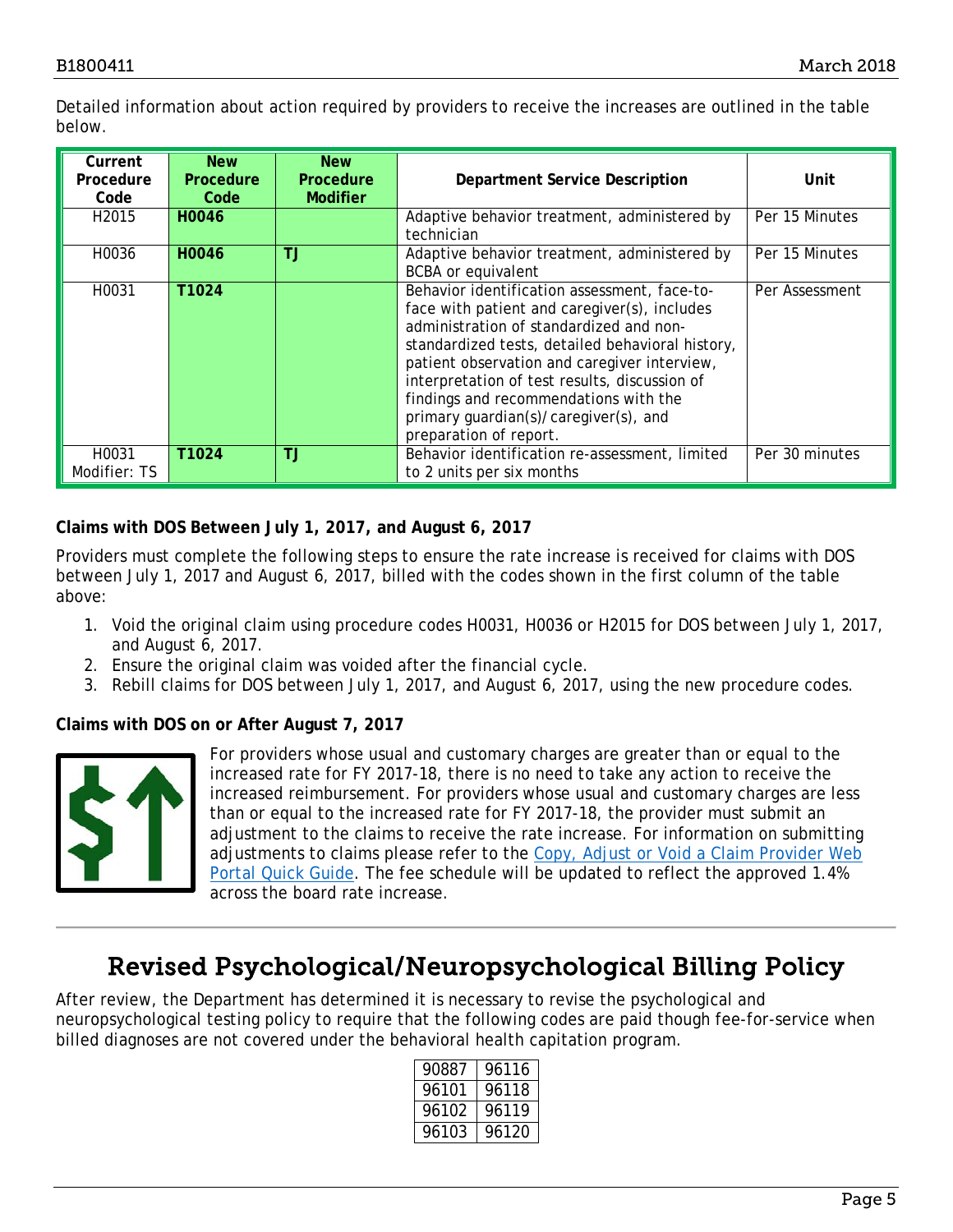Detailed information about action required by providers to receive the increases are outlined in the table below.

| Current Procedure Code | New Procedure Code | New Procedure Modifier | Department Service Description | Unit |
|---|---|---|---|---|
| H2015 | **H0046** | | Adaptive behavior treatment, administered by technician | Per 15 Minutes |
| H0036 | **H0046** | **TJ** | Adaptive behavior treatment, administered by BCBA or equivalent | Per 15 Minutes |
| H0031 | **T1024** | | Behavior identification assessment, face-to-face with patient and caregiver(s), includes administration of standardized and non-standardized tests, detailed behavioral history, patient observation and caregiver interview, interpretation of test results, discussion of findings and recommendations with the primary guardian(s)/caregiver(s), and preparation of report. | Per Assessment |
| H0031 Modifier: TS | **T1024** | **TJ** | Behavior identification re-assessment, limited to 2 units per six months | Per 30 minutes |

**Claims with DOS Between July 1, 2017, and August 6, 2017**

Providers must complete the following steps to ensure the rate increase is received for claims with DOS between July 1, 2017 and August 6, 2017, billed with the codes shown in the first column of the table above:

1. Void the original claim using procedure codes H0031, H0036 or H2015 for DOS between July 1, 2017, and August 6, 2017.
2. Ensure the original claim was voided after the financial cycle.
3. Rebill claims for DOS between July 1, 2017, and August 6, 2017, using the new procedure codes.

**Claims with DOS on or After August 7, 2017**

For providers whose usual and customary charges are greater than or equal to the increased rate for FY 2017-18, there is no need to take any action to receive the increased reimbursement. For providers whose usual and customary charges are less than or equal to the increased rate for FY 2017-18, the provider must submit an adjustment to the claims to receive the rate increase. For information on submitting adjustments to claims please refer to the Copy, Adjust or Void a Claim Provider Web Portal Quick Guide. The fee schedule will be updated to reflect the approved 1.4% across the board rate increase.

# Revised Psychological/Neuropsychological Billing Policy

After review, the Department has determined it is necessary to revise the psychological and neuropsychological testing policy to require that the following codes are paid though fee-for-service when billed diagnoses are not covered under the behavioral health capitation program.

| | |
|---|---|
| 90887 | 96116 |
| 96101 | 96118 |
| 96102 | 96119 |
| 96103 | 96120 |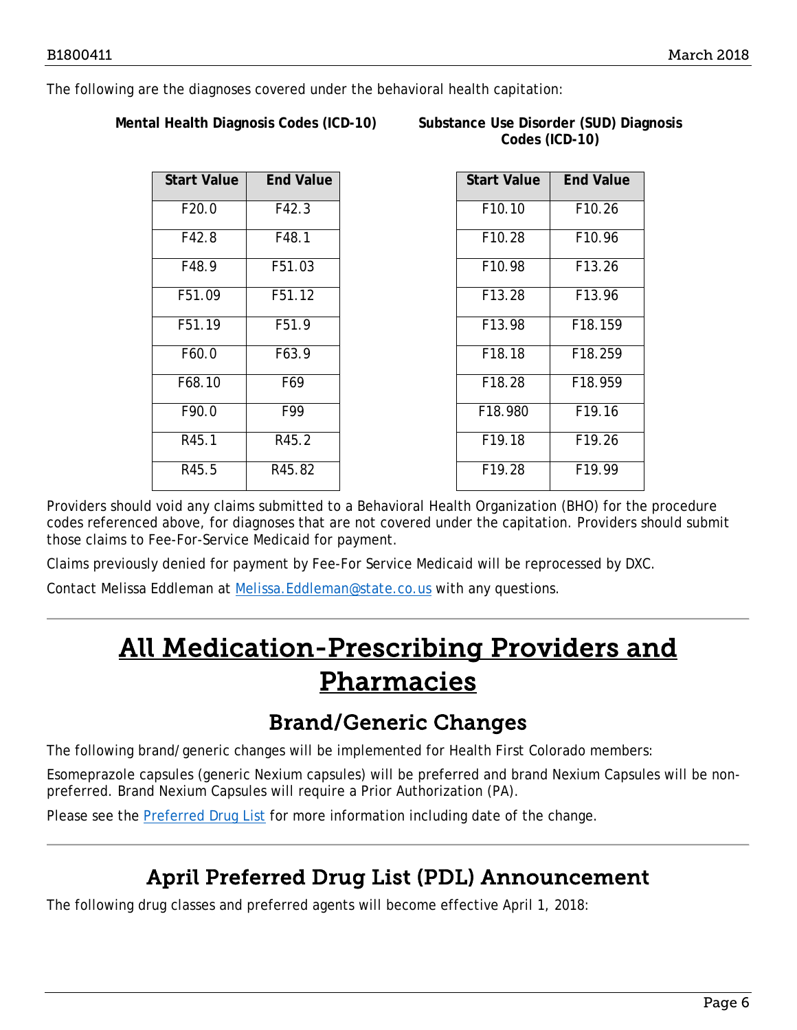The following are the diagnoses covered under the behavioral health capitation:

**Mental Health Diagnosis Codes (ICD-10)**

| Start Value | End Value |
|---|---|
| F20.0 | F42.3 |
| F42.8 | F48.1 |
| F48.9 | F51.03 |
| F51.09 | F51.12 |
| F51.19 | F51.9 |
| F60.0 | F63.9 |
| F68.10 | F69 |
| F90.0 | F99 |
| R45.1 | R45.2 |
| R45.5 | R45.82 |

**Substance Use Disorder (SUD) Diagnosis Codes (ICD-10)**

| Start Value | End Value |
|---|---|
| F10.10 | F10.26 |
| F10.28 | F10.96 |
| F10.98 | F13.26 |
| F13.28 | F13.96 |
| F13.98 | F18.159 |
| F18.18 | F18.259 |
| F18.28 | F18.959 |
| F18.980 | F19.16 |
| F19.18 | F19.26 |
| F19.28 | F19.99 |

Providers should void any claims submitted to a Behavioral Health Organization (BHO) for the procedure codes referenced above, for diagnoses that are not covered under the capitation. Providers should submit those claims to Fee-For-Service Medicaid for payment.

Claims previously denied for payment by Fee-For Service Medicaid will be reprocessed by DXC.

Contact Melissa Eddleman at Melissa.Eddleman@state.co.us with any questions.

# All Medication-Prescribing Providers and Pharmacies

## Brand/Generic Changes

The following brand/generic changes will be implemented for Health First Colorado members:

Esomeprazole capsules (generic Nexium capsules) will be preferred and brand Nexium Capsules will be non-preferred. Brand Nexium Capsules will require a Prior Authorization (PA).

Please see the Preferred Drug List for more information including date of the change.

## April Preferred Drug List (PDL) Announcement

The following drug classes and preferred agents will become effective April 1, 2018: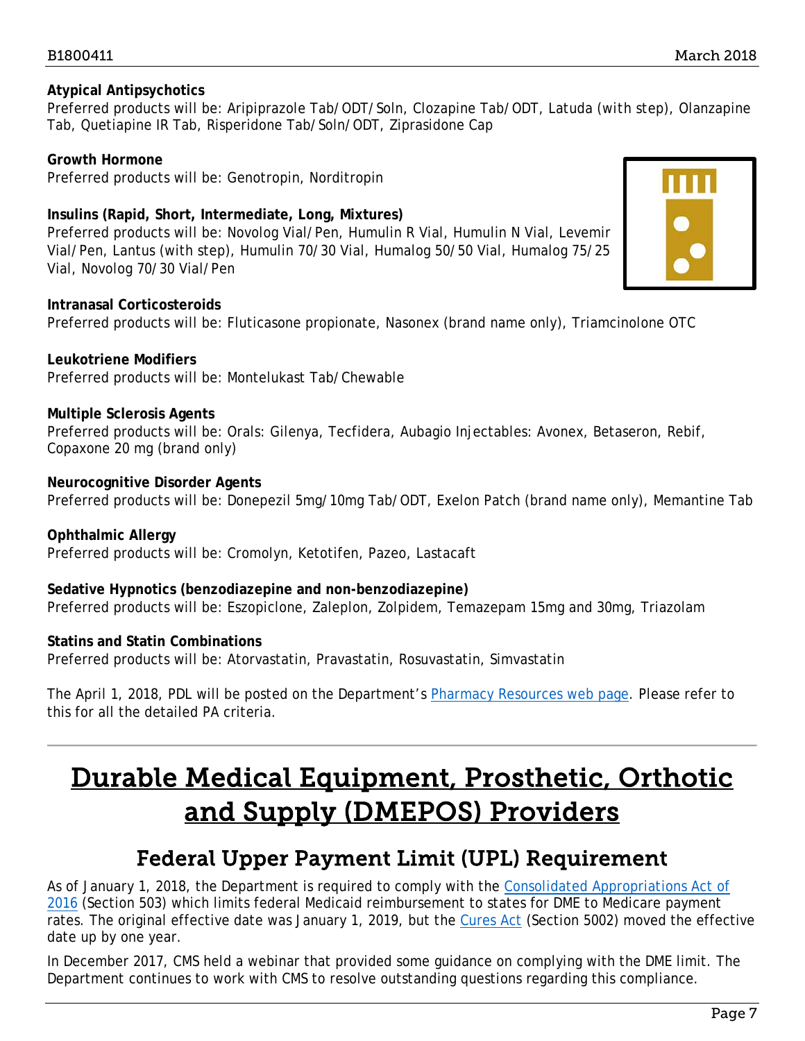**Atypical Antipsychotics**
Preferred products will be: Aripiprazole Tab/ODT/Soln, Clozapine Tab/ODT, Latuda (with step), Olanzapine Tab, Quetiapine IR Tab, Risperidone Tab/Soln/ODT, Ziprasidone Cap

**Growth Hormone**
Preferred products will be: Genotropin, Norditropin

**Insulins (Rapid, Short, Intermediate, Long, Mixtures)**
Preferred products will be: Novolog Vial/Pen, Humulin R Vial, Humulin N Vial, Levemir Vial/Pen, Lantus (with step), Humulin 70/30 Vial, Humalog 50/50 Vial, Humalog 75/25 Vial, Novolog 70/30 Vial/Pen

**Intranasal Corticosteroids**
Preferred products will be: Fluticasone propionate, Nasonex (brand name only), Triamcinolone OTC

**Leukotriene Modifiers**
Preferred products will be: Montelukast Tab/Chewable

**Multiple Sclerosis Agents**
Preferred products will be: Orals: Gilenya, Tecfidera, Aubagio Injectables: Avonex, Betaseron, Rebif, Copaxone 20 mg (brand only)

**Neurocognitive Disorder Agents**
Preferred products will be: Donepezil 5mg/10mg Tab/ODT, Exelon Patch (brand name only), Memantine Tab

**Ophthalmic Allergy**
Preferred products will be: Cromolyn, Ketotifen, Pazeo, Lastacaft

**Sedative Hypnotics (benzodiazepine and non-benzodiazepine)**
Preferred products will be: Eszopiclone, Zaleplon, Zolpidem, Temazepam 15mg and 30mg, Triazolam

**Statins and Statin Combinations**
Preferred products will be: Atorvastatin, Pravastatin, Rosuvastatin, Simvastatin

The April 1, 2018, PDL will be posted on the Department's Pharmacy Resources web page. Please refer to this for all the detailed PA criteria.

# Durable Medical Equipment, Prosthetic, Orthotic and Supply (DMEPOS) Providers

## Federal Upper Payment Limit (UPL) Requirement

As of January 1, 2018, the Department is required to comply with the Consolidated Appropriations Act of 2016 (Section 503) which limits federal Medicaid reimbursement to states for DME to Medicare payment rates. The original effective date was January 1, 2019, but the Cures Act (Section 5002) moved the effective date up by one year.

In December 2017, CMS held a webinar that provided some guidance on complying with the DME limit. The Department continues to work with CMS to resolve outstanding questions regarding this compliance.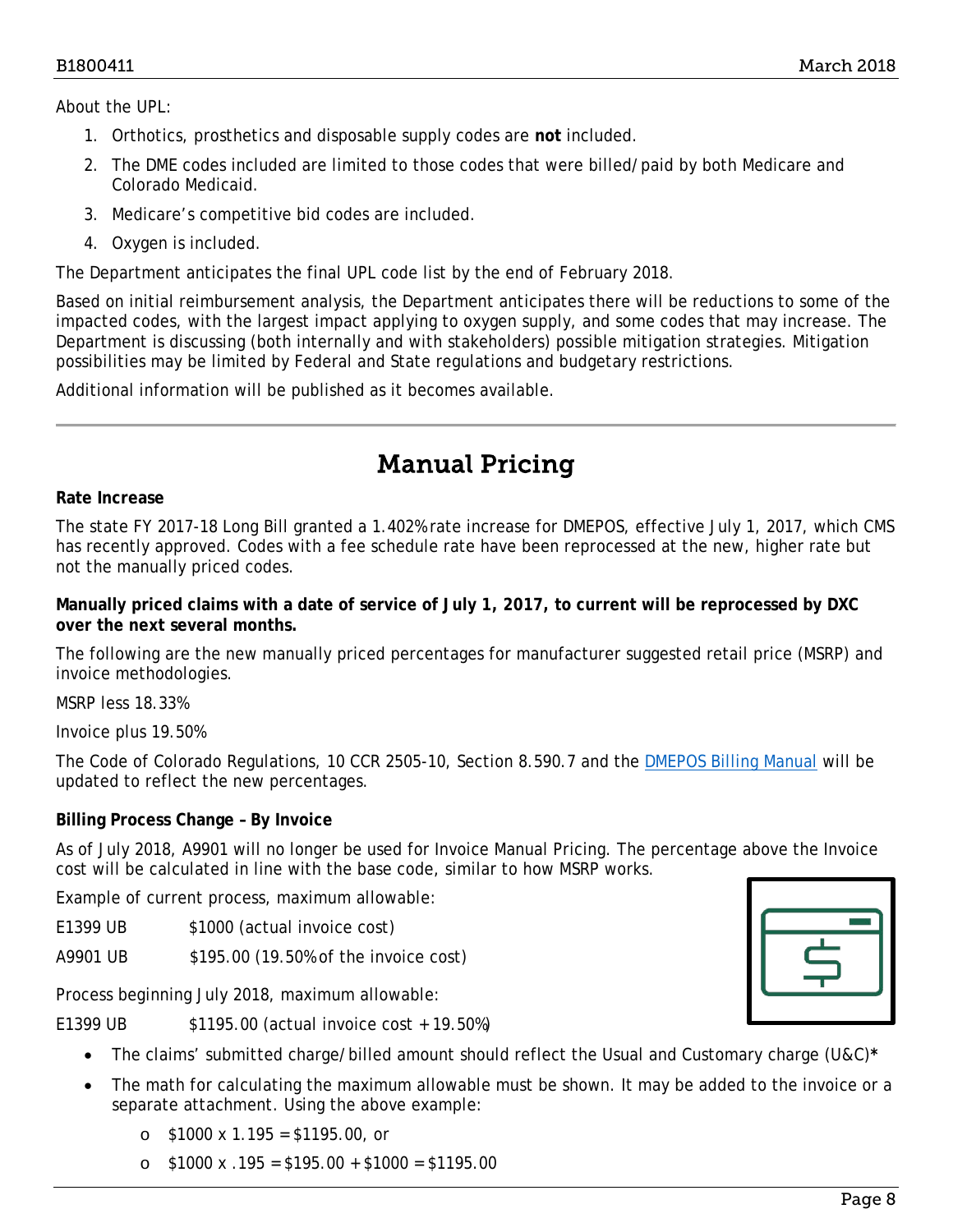About the UPL:

1. Orthotics, prosthetics and disposable supply codes are **not** included.
2. The DME codes included are limited to those codes that were billed/paid by both Medicare and Colorado Medicaid.
3. Medicare's competitive bid codes are included.
4. Oxygen is included.

The Department anticipates the final UPL code list by the end of February 2018.

Based on initial reimbursement analysis, the Department anticipates there will be reductions to some of the impacted codes, with the largest impact applying to oxygen supply, and some codes that may increase. The Department is discussing (both internally and with stakeholders) possible mitigation strategies. Mitigation possibilities may be limited by Federal and State regulations and budgetary restrictions.

Additional information will be published as it becomes available.

---

## Manual Pricing

**Rate Increase**

The state FY 2017-18 Long Bill granted a 1.402% rate increase for DMEPOS, effective July 1, 2017, which CMS has recently approved. Codes with a fee schedule rate have been reprocessed at the new, higher rate but not the manually priced codes.

**Manually priced claims with a date of service of July 1, 2017, to current will be reprocessed by DXC over the next several months.**

The following are the new manually priced percentages for manufacturer suggested retail price (MSRP) and invoice methodologies.

MSRP less 18.33%

Invoice plus 19.50%

The Code of Colorado Regulations, 10 CCR 2505-10, Section 8.590.7 and the [DMEPOS Billing Manual] will be updated to reflect the new percentages.

**Billing Process Change – By Invoice**

As of July 2018, A9901 will no longer be used for Invoice Manual Pricing. The percentage above the Invoice cost will be calculated in line with the base code, similar to how MSRP works.

Example of current process, maximum allowable:

E1399 UB $1000 (actual invoice cost)

A9901 UB $195.00 (19.50% of the invoice cost)

Process beginning July 2018, maximum allowable:

E1399 UB $1195.00 (actual invoice cost + 19.50%)

- The claims' submitted charge/billed amount should reflect the Usual and Customary charge (U&C)*
- The math for calculating the maximum allowable must be shown. It may be added to the invoice or a separate attachment. Using the above example:
  - $1000 x 1.195 = $1195.00, or
  - $1000 x .195 = $195.00 + $1000 = $1195.00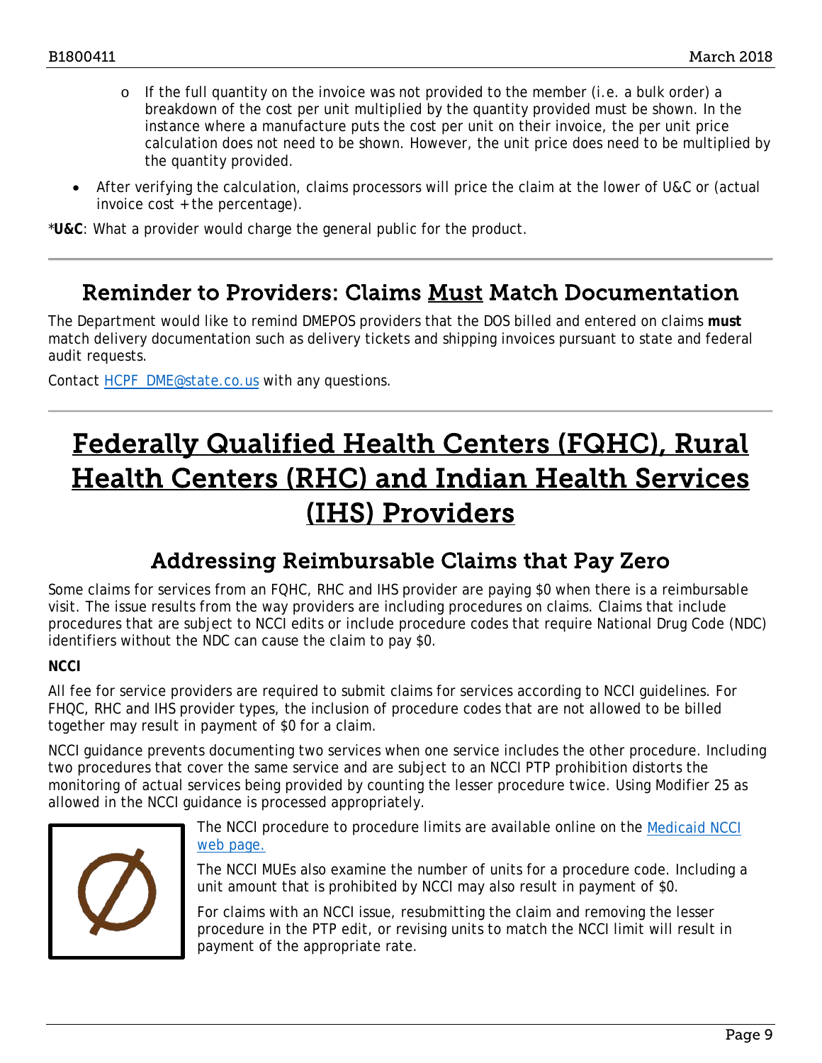- If the full quantity on the invoice was not provided to the member (i.e. a bulk order) a breakdown of the cost per unit multiplied by the quantity provided must be shown. In the instance where a manufacture puts the cost per unit on their invoice, the per unit price calculation does not need to be shown. However, the unit price does need to be multiplied by the quantity provided.
- After verifying the calculation, claims processors will price the claim at the lower of U&C or (actual invoice cost + the percentage).

*__U&C__: What a provider would charge the general public for the product.

## Reminder to Providers: Claims Must Match Documentation

The Department would like to remind DMEPOS providers that the DOS billed and entered on claims **must** match delivery documentation such as delivery tickets and shipping invoices pursuant to state and federal audit requests.

Contact HCPF_DME@state.co.us with any questions.

# Federally Qualified Health Centers (FQHC), Rural Health Centers (RHC) and Indian Health Services (IHS) Providers

## Addressing Reimbursable Claims that Pay Zero

Some claims for services from an FQHC, RHC and IHS provider are paying $0 when there is a reimbursable visit. The issue results from the way providers are including procedures on claims. Claims that include procedures that are subject to NCCI edits or include procedure codes that require National Drug Code (NDC) identifiers without the NDC can cause the claim to pay $0.

**NCCI**

All fee for service providers are required to submit claims for services according to NCCI guidelines. For FHQC, RHC and IHS provider types, the inclusion of procedure codes that are not allowed to be billed together may result in payment of $0 for a claim.

NCCI guidance prevents documenting two services when one service includes the other procedure. Including two procedures that cover the same service and are subject to an NCCI PTP prohibition distorts the monitoring of actual services being provided by counting the lesser procedure twice. Using Modifier 25 as allowed in the NCCI guidance is processed appropriately.

The NCCI procedure to procedure limits are available online on the Medicaid NCCI web page.

The NCCI MUEs also examine the number of units for a procedure code. Including a unit amount that is prohibited by NCCI may also result in payment of $0.

For claims with an NCCI issue, resubmitting the claim and removing the lesser procedure in the PTP edit, or revising units to match the NCCI limit will result in payment of the appropriate rate.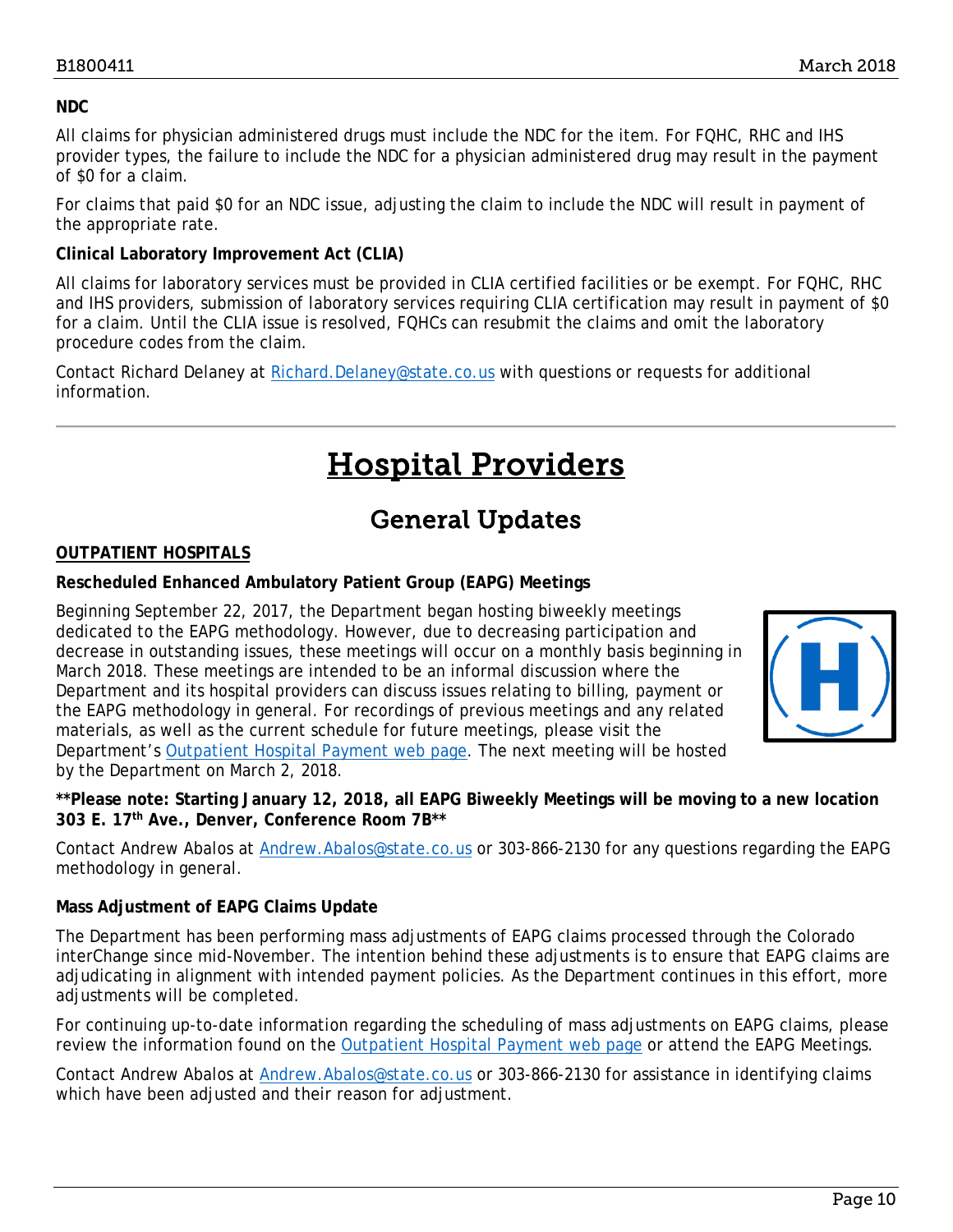**NDC**

All claims for physician administered drugs must include the NDC for the item. For FQHC, RHC and IHS provider types, the failure to include the NDC for a physician administered drug may result in the payment of $0 for a claim.

For claims that paid $0 for an NDC issue, adjusting the claim to include the NDC will result in payment of the appropriate rate.

**Clinical Laboratory Improvement Act (CLIA)**

All claims for laboratory services must be provided in CLIA certified facilities or be exempt. For FQHC, RHC and IHS providers, submission of laboratory services requiring CLIA certification may result in payment of $0 for a claim. Until the CLIA issue is resolved, FQHCs can resubmit the claims and omit the laboratory procedure codes from the claim.

Contact Richard Delaney at Richard.Delaney@state.co.us with questions or requests for additional information.

---

# Hospital Providers

## General Updates

**OUTPATIENT HOSPITALS**

**Rescheduled Enhanced Ambulatory Patient Group (EAPG) Meetings**

Beginning September 22, 2017, the Department began hosting biweekly meetings dedicated to the EAPG methodology. However, due to decreasing participation and decrease in outstanding issues, these meetings will occur on a monthly basis beginning in March 2018. These meetings are intended to be an informal discussion where the Department and its hospital providers can discuss issues relating to billing, payment or the EAPG methodology in general. For recordings of previous meetings and any related materials, as well as the current schedule for future meetings, please visit the Department's Outpatient Hospital Payment web page. The next meeting will be hosted by the Department on March 2, 2018.

**\*\*Please note: Starting January 12, 2018, all EAPG Biweekly Meetings will be moving to a new location 303 E. 17th Ave., Denver, Conference Room 7B\*\***

Contact Andrew Abalos at Andrew.Abalos@state.co.us or 303-866-2130 for any questions regarding the EAPG methodology in general.

**Mass Adjustment of EAPG Claims Update**

The Department has been performing mass adjustments of EAPG claims processed through the Colorado interChange since mid-November. The intention behind these adjustments is to ensure that EAPG claims are adjudicating in alignment with intended payment policies. As the Department continues in this effort, more adjustments will be completed.

For continuing up-to-date information regarding the scheduling of mass adjustments on EAPG claims, please review the information found on the Outpatient Hospital Payment web page or attend the EAPG Meetings.

Contact Andrew Abalos at Andrew.Abalos@state.co.us or 303-866-2130 for assistance in identifying claims which have been adjusted and their reason for adjustment.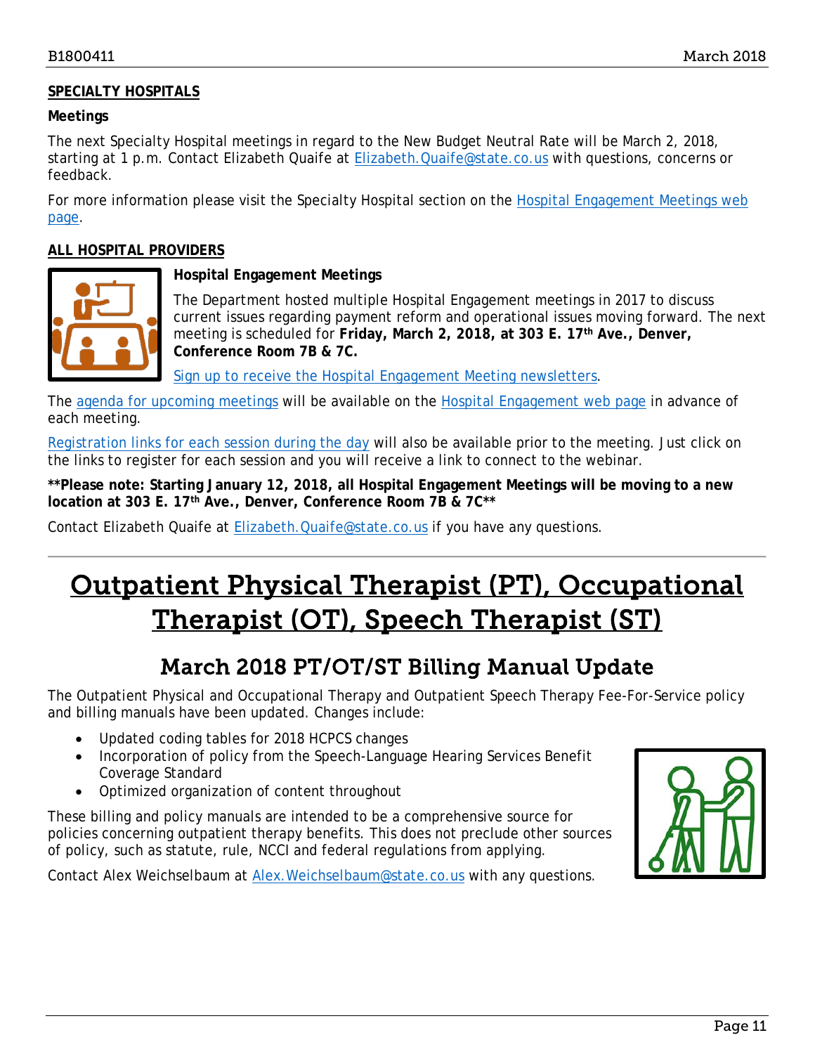**SPECIALTY HOSPITALS**

**Meetings**

The next Specialty Hospital meetings in regard to the New Budget Neutral Rate will be March 2, 2018, starting at 1 p.m. Contact Elizabeth Quaife at Elizabeth.Quaife@state.co.us with questions, concerns or feedback.

For more information please visit the Specialty Hospital section on the Hospital Engagement Meetings web page.

**ALL HOSPITAL PROVIDERS**

**Hospital Engagement Meetings**

The Department hosted multiple Hospital Engagement meetings in 2017 to discuss current issues regarding payment reform and operational issues moving forward. The next meeting is scheduled for **Friday, March 2, 2018, at 303 E. 17th Ave., Denver, Conference Room 7B & 7C.**

Sign up to receive the Hospital Engagement Meeting newsletters.

The agenda for upcoming meetings will be available on the Hospital Engagement web page in advance of each meeting.

Registration links for each session during the day will also be available prior to the meeting. Just click on the links to register for each session and you will receive a link to connect to the webinar.

****Please note: Starting January 12, 2018, all Hospital Engagement Meetings will be moving to a new location at 303 E. 17th Ave., Denver, Conference Room 7B & 7C****

Contact Elizabeth Quaife at Elizabeth.Quaife@state.co.us if you have any questions.

# Outpatient Physical Therapist (PT), Occupational Therapist (OT), Speech Therapist (ST)

## March 2018 PT/OT/ST Billing Manual Update

The Outpatient Physical and Occupational Therapy and Outpatient Speech Therapy Fee-For-Service policy and billing manuals have been updated. Changes include:

- Updated coding tables for 2018 HCPCS changes
- Incorporation of policy from the Speech-Language Hearing Services Benefit Coverage Standard
- Optimized organization of content throughout

These billing and policy manuals are intended to be a comprehensive source for policies concerning outpatient therapy benefits. This does not preclude other sources of policy, such as statute, rule, NCCI and federal regulations from applying.

Contact Alex Weichselbaum at Alex.Weichselbaum@state.co.us with any questions.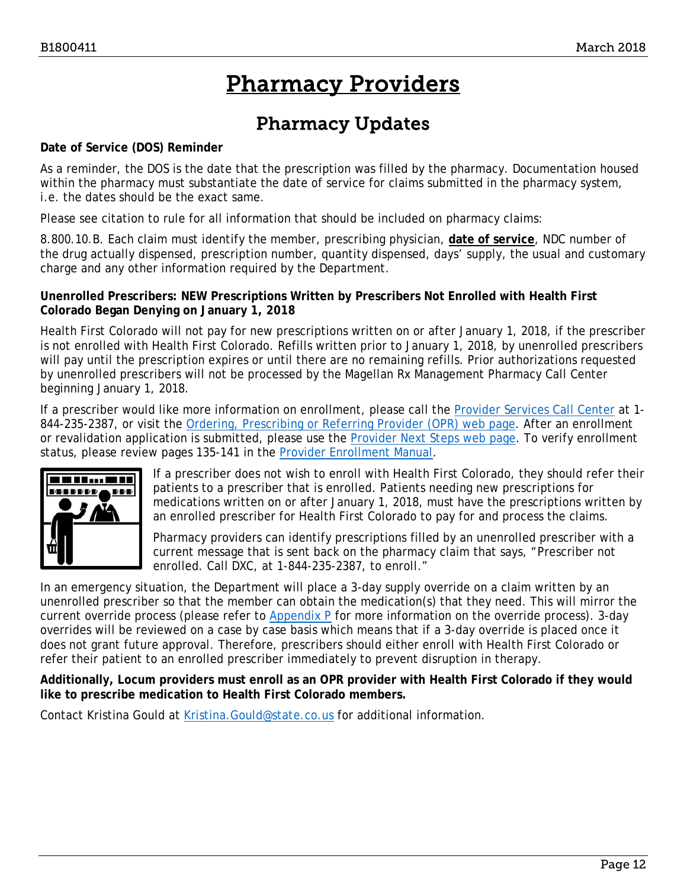# Pharmacy Providers

## Pharmacy Updates

**Date of Service (DOS) Reminder**

As a reminder, the DOS is the date that the prescription was filled by the pharmacy. Documentation housed within the pharmacy must substantiate the date of service for claims submitted in the pharmacy system, i.e. the dates should be the exact same.

Please see citation to rule for all information that should be included on pharmacy claims:

8.800.10.B. Each claim must identify the member, prescribing physician, **date of service**, NDC number of the drug actually dispensed, prescription number, quantity dispensed, days' supply, the usual and customary charge and any other information required by the Department.

**Unenrolled Prescribers: NEW Prescriptions Written by Prescribers Not Enrolled with Health First Colorado Began Denying on January 1, 2018**

Health First Colorado will not pay for new prescriptions written on or after January 1, 2018, if the prescriber is not enrolled with Health First Colorado. Refills written prior to January 1, 2018, by unenrolled prescribers will pay until the prescription expires or until there are no remaining refills. Prior authorizations requested by unenrolled prescribers will not be processed by the Magellan Rx Management Pharmacy Call Center beginning January 1, 2018.

If a prescriber would like more information on enrollment, please call the Provider Services Call Center at 1-844-235-2387, or visit the Ordering, Prescribing or Referring Provider (OPR) web page. After an enrollment or revalidation application is submitted, please use the Provider Next Steps web page. To verify enrollment status, please review pages 135-141 in the Provider Enrollment Manual.

If a prescriber does not wish to enroll with Health First Colorado, they should refer their patients to a prescriber that is enrolled. Patients needing new prescriptions for medications written on or after January 1, 2018, must have the prescriptions written by an enrolled prescriber for Health First Colorado to pay for and process the claims.

Pharmacy providers can identify prescriptions filled by an unenrolled prescriber with a current message that is sent back on the pharmacy claim that says, "Prescriber not enrolled. Call DXC, at 1-844-235-2387, to enroll."

In an emergency situation, the Department will place a 3-day supply override on a claim written by an unenrolled prescriber so that the member can obtain the medication(s) that they need. This will mirror the current override process (please refer to Appendix P for more information on the override process). 3-day overrides will be reviewed on a case by case basis which means that if a 3-day override is placed once it does not grant future approval. Therefore, prescribers should either enroll with Health First Colorado or refer their patient to an enrolled prescriber immediately to prevent disruption in therapy.

**Additionally, Locum providers must enroll as an OPR provider with Health First Colorado if they would like to prescribe medication to Health First Colorado members.**

Contact Kristina Gould at Kristina.Gould@state.co.us for additional information.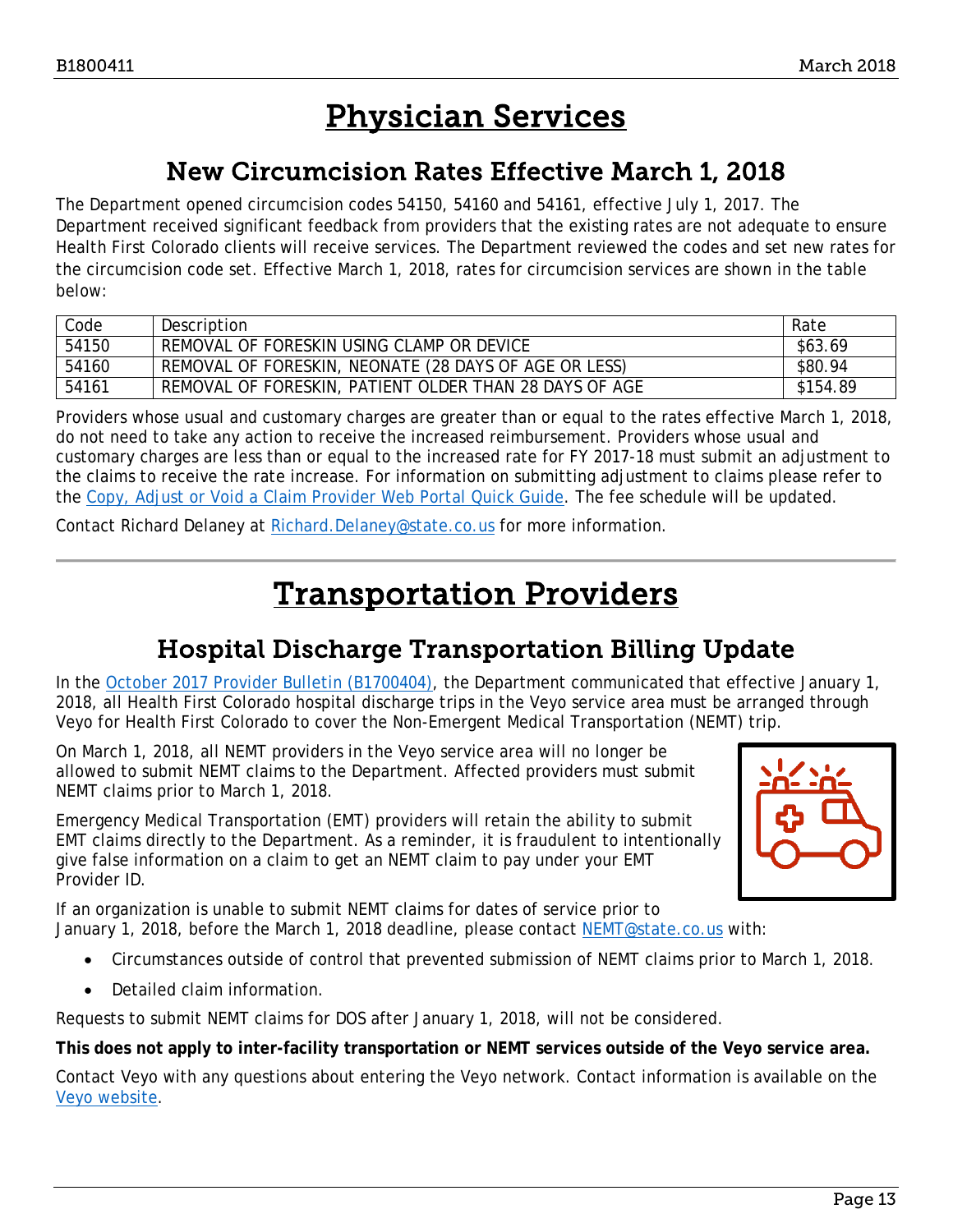# Physician Services

## New Circumcision Rates Effective March 1, 2018

The Department opened circumcision codes 54150, 54160 and 54161, effective July 1, 2017. The Department received significant feedback from providers that the existing rates are not adequate to ensure Health First Colorado clients will receive services. The Department reviewed the codes and set new rates for the circumcision code set. Effective March 1, 2018, rates for circumcision services are shown in the table below:

| Code | Description | Rate |
|---|---|---|
| 54150 | REMOVAL OF FORESKIN USING CLAMP OR DEVICE | $63.69 |
| 54160 | REMOVAL OF FORESKIN, NEONATE (28 DAYS OF AGE OR LESS) | $80.94 |
| 54161 | REMOVAL OF FORESKIN, PATIENT OLDER THAN 28 DAYS OF AGE | $154.89 |

Providers whose usual and customary charges are greater than or equal to the rates effective March 1, 2018, do not need to take any action to receive the increased reimbursement. Providers whose usual and customary charges are less than or equal to the increased rate for FY 2017-18 must submit an adjustment to the claims to receive the rate increase. For information on submitting adjustment to claims please refer to the Copy, Adjust or Void a Claim Provider Web Portal Quick Guide. The fee schedule will be updated.

Contact Richard Delaney at Richard.Delaney@state.co.us for more information.

# Transportation Providers

## Hospital Discharge Transportation Billing Update

In the October 2017 Provider Bulletin (B1700404), the Department communicated that effective January 1, 2018, all Health First Colorado hospital discharge trips in the Veyo service area must be arranged through Veyo for Health First Colorado to cover the Non-Emergent Medical Transportation (NEMT) trip.

On March 1, 2018, all NEMT providers in the Veyo service area will no longer be allowed to submit NEMT claims to the Department. Affected providers must submit NEMT claims prior to March 1, 2018.

Emergency Medical Transportation (EMT) providers will retain the ability to submit EMT claims directly to the Department. As a reminder, it is fraudulent to intentionally give false information on a claim to get an NEMT claim to pay under your EMT Provider ID.

If an organization is unable to submit NEMT claims for dates of service prior to January 1, 2018, before the March 1, 2018 deadline, please contact NEMT@state.co.us with:

- Circumstances outside of control that prevented submission of NEMT claims prior to March 1, 2018.
- Detailed claim information.

Requests to submit NEMT claims for DOS after January 1, 2018, will not be considered.

**This does not apply to inter-facility transportation or NEMT services outside of the Veyo service area.**

Contact Veyo with any questions about entering the Veyo network. Contact information is available on the Veyo website.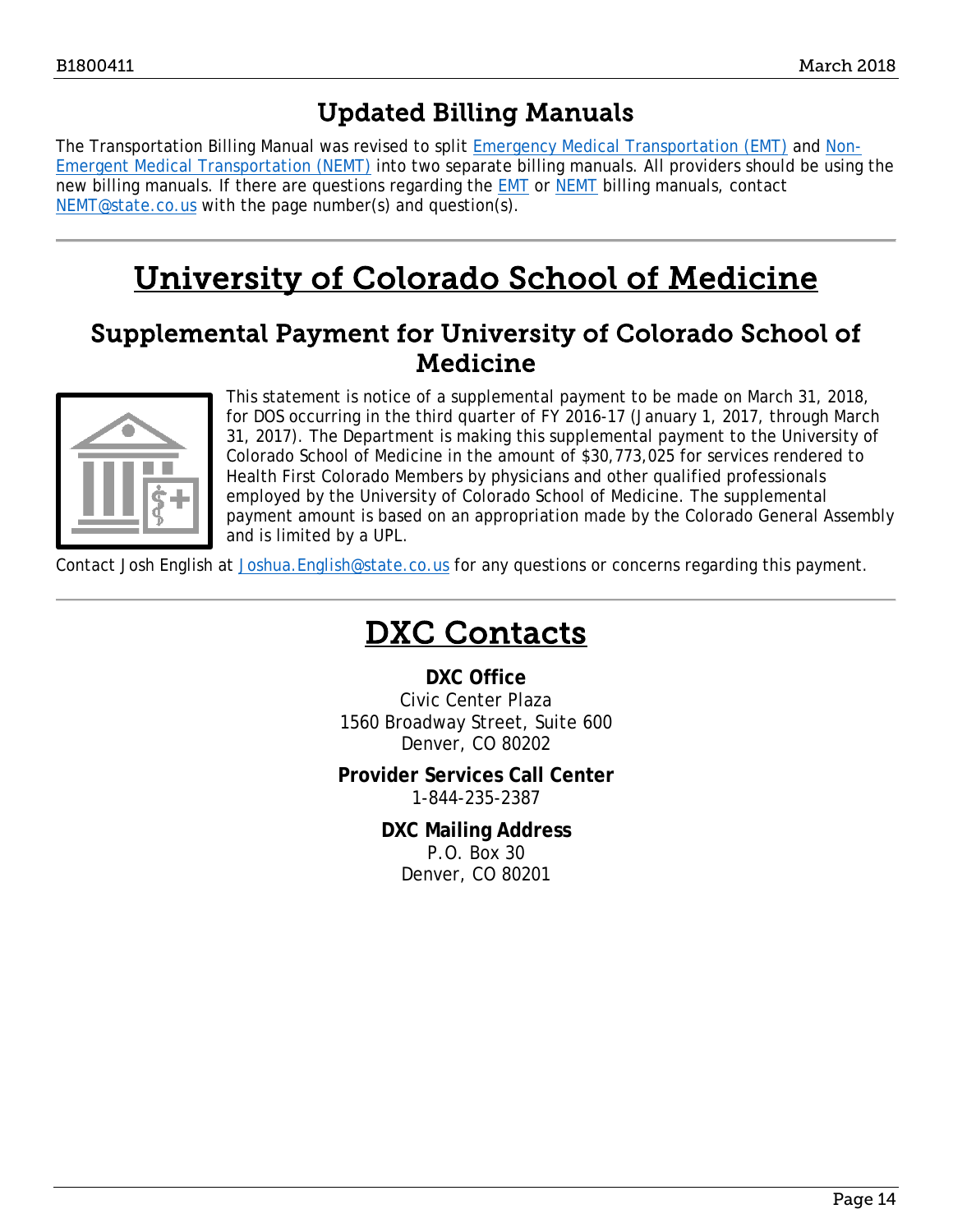## Updated Billing Manuals

The Transportation Billing Manual was revised to split Emergency Medical Transportation (EMT) and Non-Emergent Medical Transportation (NEMT) into two separate billing manuals. All providers should be using the new billing manuals. If there are questions regarding the EMT or NEMT billing manuals, contact NEMT@state.co.us with the page number(s) and question(s).

# University of Colorado School of Medicine

## Supplemental Payment for University of Colorado School of Medicine

This statement is notice of a supplemental payment to be made on March 31, 2018, for DOS occurring in the third quarter of FY 2016-17 (January 1, 2017, through March 31, 2017). The Department is making this supplemental payment to the University of Colorado School of Medicine in the amount of $30,773,025 for services rendered to Health First Colorado Members by physicians and other qualified professionals employed by the University of Colorado School of Medicine. The supplemental payment amount is based on an appropriation made by the Colorado General Assembly and is limited by a UPL.

Contact Josh English at Joshua.English@state.co.us for any questions or concerns regarding this payment.

# DXC Contacts

**DXC Office**
Civic Center Plaza
1560 Broadway Street, Suite 600
Denver, CO 80202

**Provider Services Call Center**
1-844-235-2387

**DXC Mailing Address**
P.O. Box 30
Denver, CO 80201